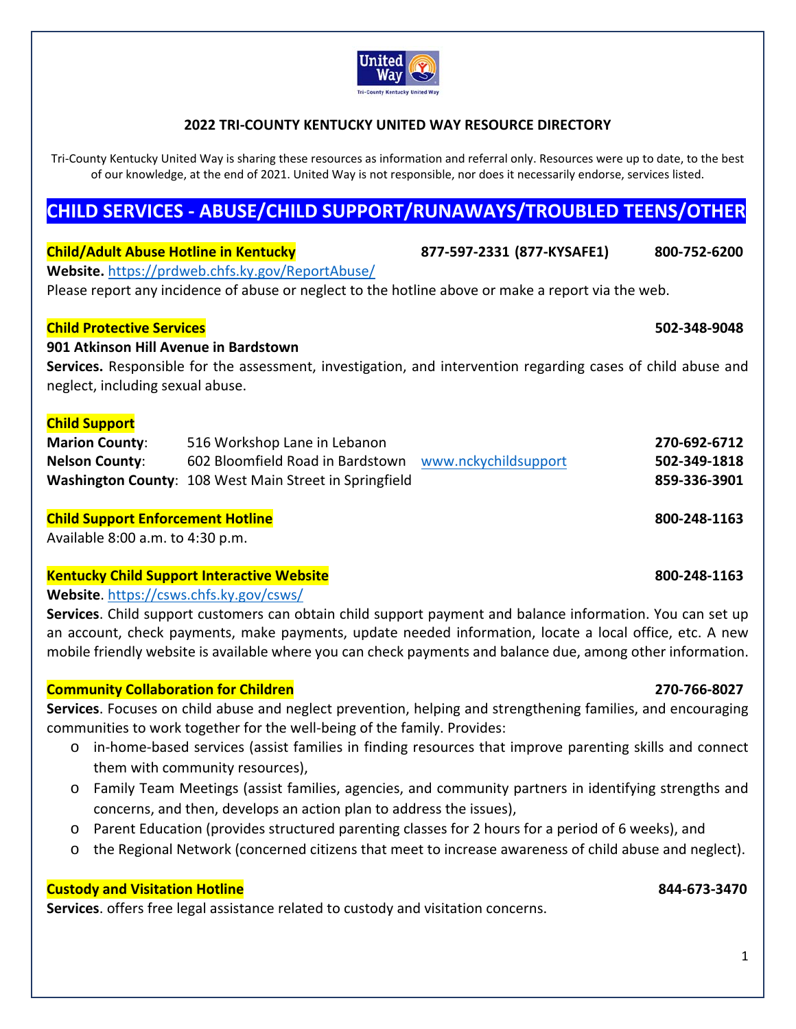### 2022 TRI-COUNTY KENTUCKY UNITED WAY RESOURCE DIRECTORY

Tri-County Kentucky United Way is sharing these resources as information and referral only. Resources were up to date, to the best of our knowledge, at the end of 2021. United Way is not responsible, nor does it necessarily endorse, services listed.

## CHILD SERVICES - ABUSE/CHILD SUPPORT/RUNAWAYS/TROUBLED TEENS/OTHER

**Child/Adult Abuse Hotline in Kentucky** **877-597-2331 (877-KYSAFE1)** **800-752-6200**

**Website.** https://prdweb.chfs.ky.gov/ReportAbuse/

Please report any incidence of abuse or neglect to the hotline above or make a report via the web.

**Child Protective Services** **502-348-9048**

**901 Atkinson Hill Avenue in Bardstown**

**Services.** Responsible for the assessment, investigation, and intervention regarding cases of child abuse and neglect, including sexual abuse.

**Child Support**

| | | | |
|---|---|---|---|
| **Marion County**: | 516 Workshop Lane in Lebanon | | **270-692-6712** |
| **Nelson County**: | 602 Bloomfield Road in Bardstown | www.nckychildsupport | **502-349-1818** |
| **Washington County**: | 108 West Main Street in Springfield | | **859-336-3901** |

**Child Support Enforcement Hotline** **800-248-1163**

Available 8:00 a.m. to 4:30 p.m.

**Kentucky Child Support Interactive Website** **800-248-1163**

**Website**. https://csws.chfs.ky.gov/csws/

**Services**. Child support customers can obtain child support payment and balance information. You can set up an account, check payments, make payments, update needed information, locate a local office, etc. A new mobile friendly website is available where you can check payments and balance due, among other information.

**Community Collaboration for Children** **270-766-8027**

**Services**. Focuses on child abuse and neglect prevention, helping and strengthening families, and encouraging communities to work together for the well-being of the family. Provides:

- in-home-based services (assist families in finding resources that improve parenting skills and connect them with community resources),
- Family Team Meetings (assist families, agencies, and community partners in identifying strengths and concerns, and then, develops an action plan to address the issues),
- Parent Education (provides structured parenting classes for 2 hours for a period of 6 weeks), and
- the Regional Network (concerned citizens that meet to increase awareness of child abuse and neglect).

**Custody and Visitation Hotline** **844-673-3470**

**Services**. offers free legal assistance related to custody and visitation concerns.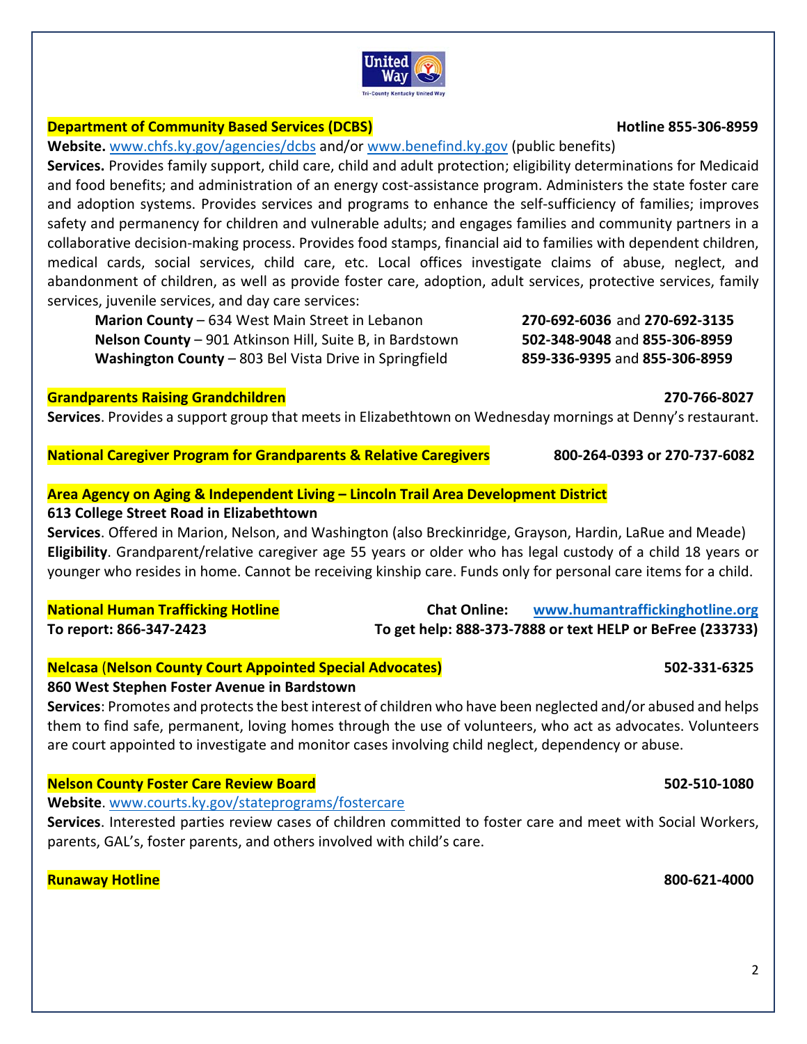## Department of Community Based Services (DCBS) — Hotline 855-306-8959

**Website.** www.chfs.ky.gov/agencies/dcbs and/or www.benefind.ky.gov (public benefits)

**Services.** Provides family support, child care, child and adult protection; eligibility determinations for Medicaid and food benefits; and administration of an energy cost-assistance program. Administers the state foster care and adoption systems. Provides services and programs to enhance the self-sufficiency of families; improves safety and permanency for children and vulnerable adults; and engages families and community partners in a collaborative decision-making process. Provides food stamps, financial aid to families with dependent children, medical cards, social services, child care, etc. Local offices investigate claims of abuse, neglect, and abandonment of children, as well as provide foster care, adoption, adult services, protective services, family services, juvenile services, and day care services:

- **Marion County** – 634 West Main Street in Lebanon — **270-692-6036** and **270-692-3135**
- **Nelson County** – 901 Atkinson Hill, Suite B, in Bardstown — **502-348-9048** and **855-306-8959**
- **Washington County** – 803 Bel Vista Drive in Springfield — **859-336-9395** and **855-306-8959**

## Grandparents Raising Grandchildren — 270-766-8027

**Services**. Provides a support group that meets in Elizabethtown on Wednesday mornings at Denny's restaurant.

## National Caregiver Program for Grandparents & Relative Caregivers — 800-264-0393 or 270-737-6082

## Area Agency on Aging & Independent Living – Lincoln Trail Area Development District

**613 College Street Road in Elizabethtown**

**Services**. Offered in Marion, Nelson, and Washington (also Breckinridge, Grayson, Hardin, LaRue and Meade)

**Eligibility**. Grandparent/relative caregiver age 55 years or older who has legal custody of a child 18 years or younger who resides in home. Cannot be receiving kinship care. Funds only for personal care items for a child.

## National Human Trafficking Hotline

**Chat Online:** www.humantraffickinghotline.org

**To report: 866-347-2423**

**To get help: 888-373-7888 or text HELP or BeFree (233733)**

## Nelcasa (Nelson County Court Appointed Special Advocates) — 502-331-6325

**860 West Stephen Foster Avenue in Bardstown**

**Services**: Promotes and protects the best interest of children who have been neglected and/or abused and helps them to find safe, permanent, loving homes through the use of volunteers, who act as advocates. Volunteers are court appointed to investigate and monitor cases involving child neglect, dependency or abuse.

## Nelson County Foster Care Review Board — 502-510-1080

**Website**. www.courts.ky.gov/stateprograms/fostercare

**Services**. Interested parties review cases of children committed to foster care and meet with Social Workers, parents, GAL's, foster parents, and others involved with child's care.

## Runaway Hotline — 800-621-4000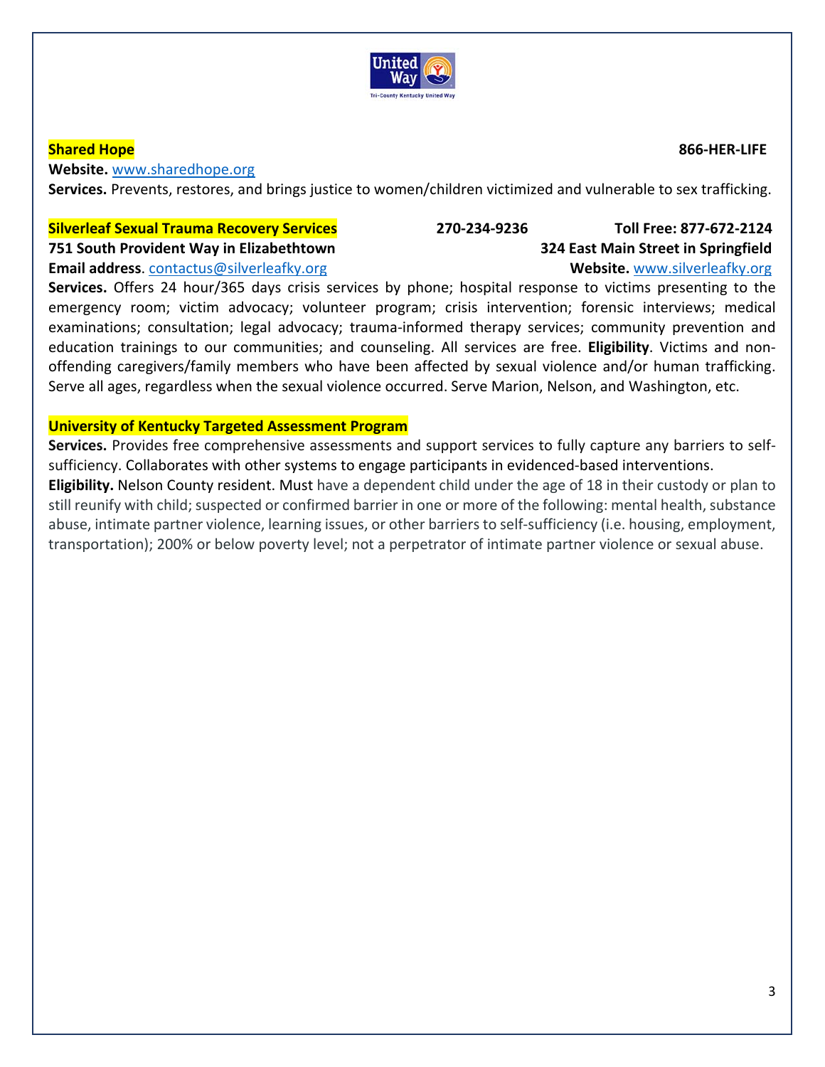**Shared Hope** **866-HER-LIFE**

**Website.** www.sharedhope.org

**Services.** Prevents, restores, and brings justice to women/children victimized and vulnerable to sex trafficking.

**Silverleaf Sexual Trauma Recovery Services** **270-234-9236** **Toll Free: 877-672-2124**

**751 South Provident Way in Elizabethtown** **324 East Main Street in Springfield**

**Email address**. contactus@silverleafky.org **Website.** www.silverleafky.org

**Services.** Offers 24 hour/365 days crisis services by phone; hospital response to victims presenting to the emergency room; victim advocacy; volunteer program; crisis intervention; forensic interviews; medical examinations; consultation; legal advocacy; trauma-informed therapy services; community prevention and education trainings to our communities; and counseling. All services are free. **Eligibility**. Victims and non-offending caregivers/family members who have been affected by sexual violence and/or human trafficking. Serve all ages, regardless when the sexual violence occurred. Serve Marion, Nelson, and Washington, etc.

**University of Kentucky Targeted Assessment Program**

**Services.** Provides free comprehensive assessments and support services to fully capture any barriers to self-sufficiency. Collaborates with other systems to engage participants in evidenced-based interventions.

**Eligibility.** Nelson County resident. Must have a dependent child under the age of 18 in their custody or plan to still reunify with child; suspected or confirmed barrier in one or more of the following: mental health, substance abuse, intimate partner violence, learning issues, or other barriers to self-sufficiency (i.e. housing, employment, transportation); 200% or below poverty level; not a perpetrator of intimate partner violence or sexual abuse.